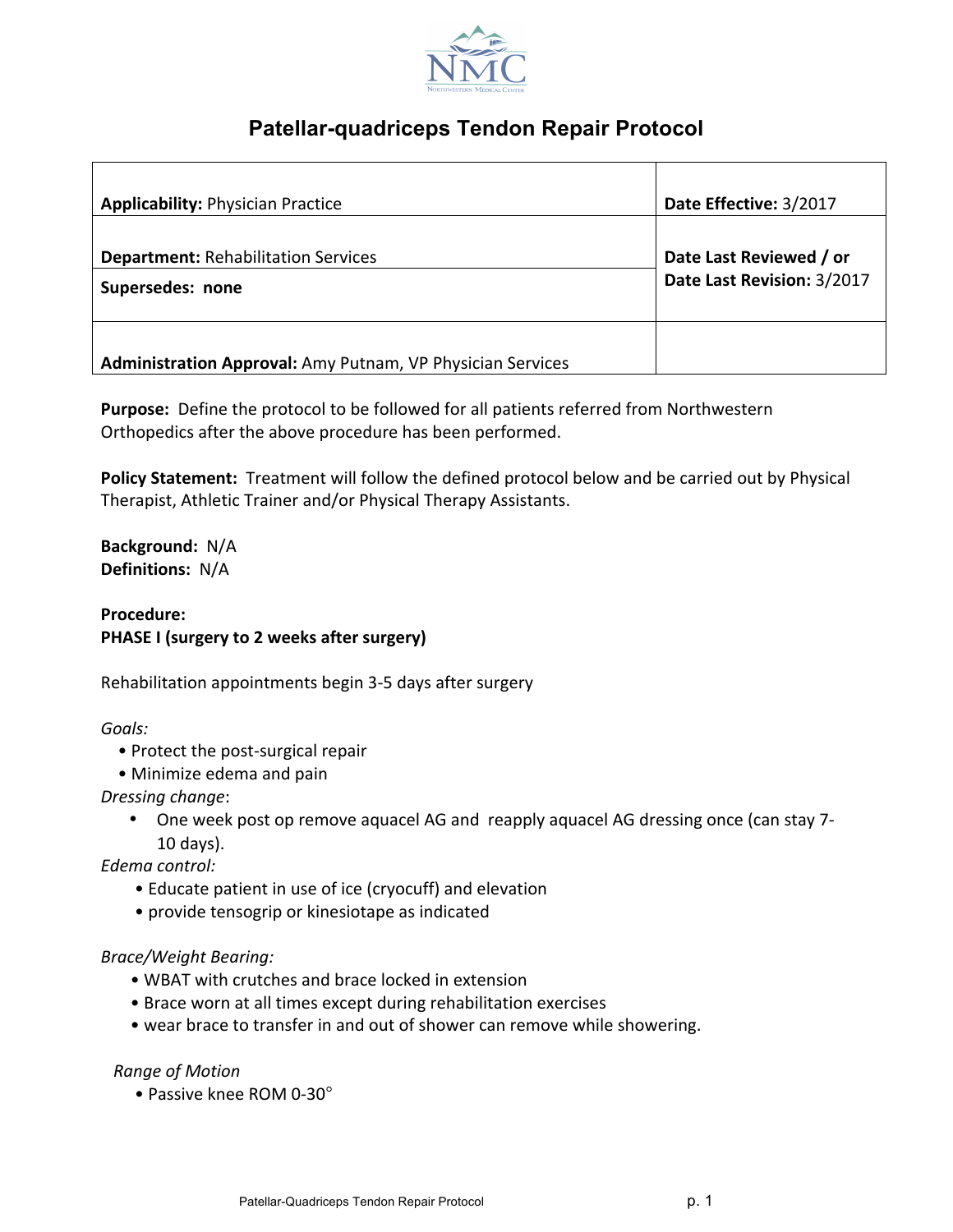# Patellar-quadriceps Tendon Repair Protocol

| **Applicability:** Physician Practice | **Date Effective:** 3/2017 |
|---|---|
| **Department:** Rehabilitation Services | **Date Last Reviewed / or Date Last Revision:** 3/2017 |
| **Supersedes: none** | |
| **Administration Approval:** Amy Putnam, VP Physician Services | |

**Purpose:** Define the protocol to be followed for all patients referred from Northwestern Orthopedics after the above procedure has been performed.

**Policy Statement:** Treatment will follow the defined protocol below and be carried out by Physical Therapist, Athletic Trainer and/or Physical Therapy Assistants.

**Background:** N/A
**Definitions:** N/A

**Procedure:**
**PHASE I (surgery to 2 weeks after surgery)**

Rehabilitation appointments begin 3-5 days after surgery

*Goals:*
- Protect the post-surgical repair
- Minimize edema and pain

*Dressing change*:
- One week post op remove aquacel AG and reapply aquacel AG dressing once (can stay 7-10 days).

*Edema control:*
- Educate patient in use of ice (cryocuff) and elevation
- provide tensogrip or kinesiotape as indicated

*Brace/Weight Bearing:*
- WBAT with crutches and brace locked in extension
- Brace worn at all times except during rehabilitation exercises
- wear brace to transfer in and out of shower can remove while showering.

*Range of Motion*
- Passive knee ROM 0-30°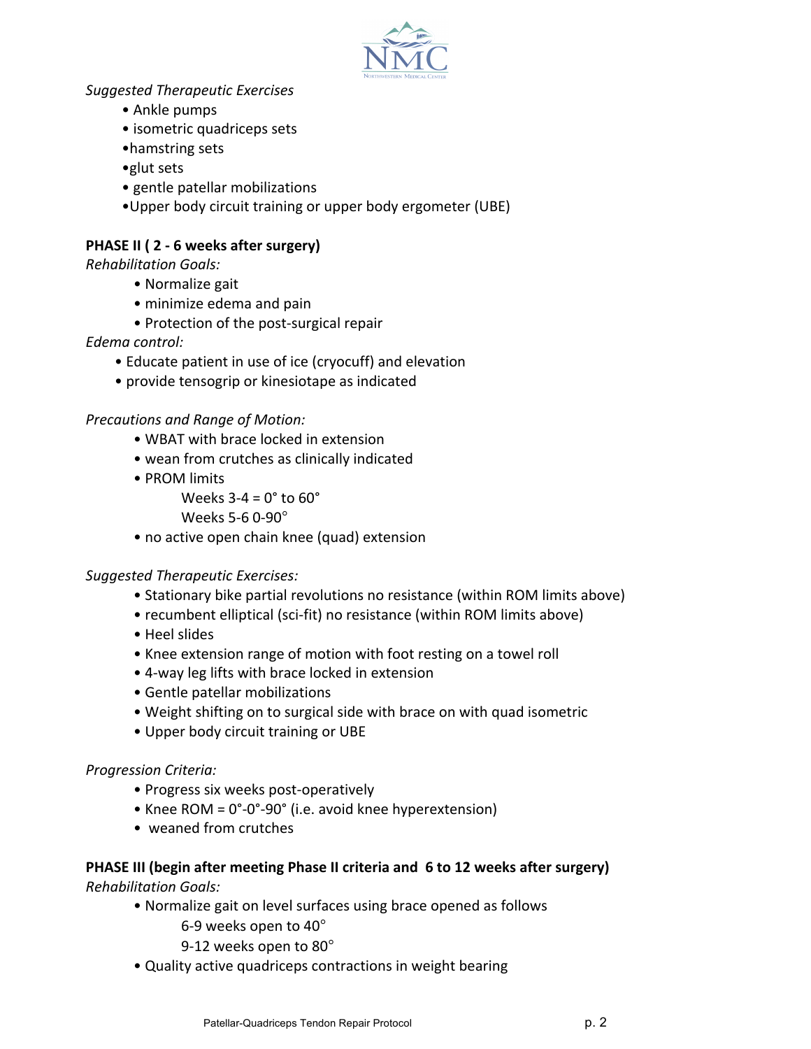*Suggested Therapeutic Exercises*

- Ankle pumps
- isometric quadriceps sets
- hamstring sets
- glut sets
- gentle patellar mobilizations
- Upper body circuit training or upper body ergometer (UBE)

**PHASE II ( 2 - 6 weeks after surgery)**

*Rehabilitation Goals:*

- Normalize gait
- minimize edema and pain
- Protection of the post-surgical repair

*Edema control:*

- Educate patient in use of ice (cryocuff) and elevation
- provide tensogrip or kinesiotape as indicated

*Precautions and Range of Motion:*

- WBAT with brace locked in extension
- wean from crutches as clinically indicated
- PROM limits
  - Weeks 3-4 = 0° to 60°
  - Weeks 5-6 0-90°
- no active open chain knee (quad) extension

*Suggested Therapeutic Exercises:*

- Stationary bike partial revolutions no resistance (within ROM limits above)
- recumbent elliptical (sci-fit) no resistance (within ROM limits above)
- Heel slides
- Knee extension range of motion with foot resting on a towel roll
- 4-way leg lifts with brace locked in extension
- Gentle patellar mobilizations
- Weight shifting on to surgical side with brace on with quad isometric
- Upper body circuit training or UBE

*Progression Criteria:*

- Progress six weeks post-operatively
- Knee ROM = 0°-0°-90° (i.e. avoid knee hyperextension)
- weaned from crutches

**PHASE III (begin after meeting Phase II criteria and 6 to 12 weeks after surgery)**

*Rehabilitation Goals:*

- Normalize gait on level surfaces using brace opened as follows
  - 6-9 weeks open to 40°
  - 9-12 weeks open to 80°
- Quality active quadriceps contractions in weight bearing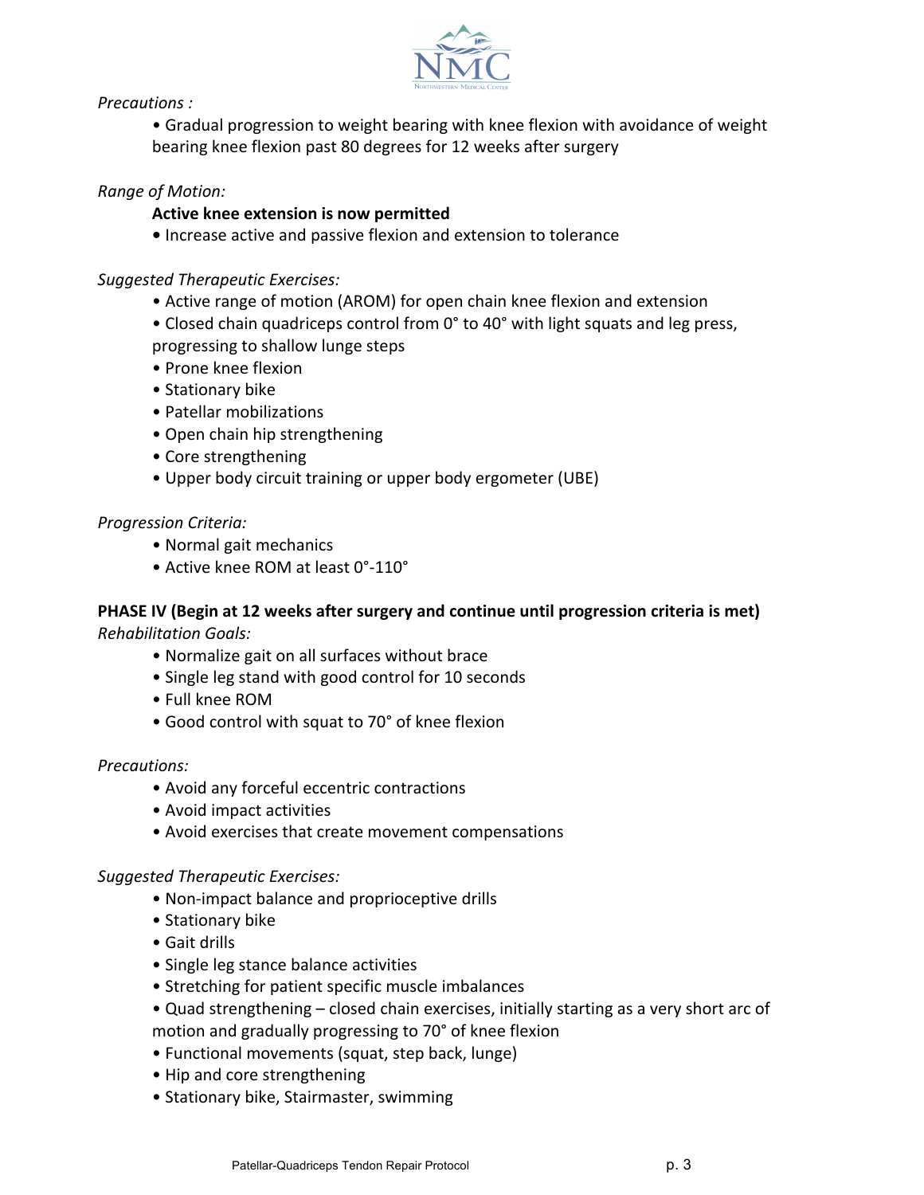*Precautions :*

- Gradual progression to weight bearing with knee flexion with avoidance of weight bearing knee flexion past 80 degrees for 12 weeks after surgery

*Range of Motion:*

**Active knee extension is now permitted**

- Increase active and passive flexion and extension to tolerance

*Suggested Therapeutic Exercises:*

- Active range of motion (AROM) for open chain knee flexion and extension
- Closed chain quadriceps control from 0° to 40° with light squats and leg press, progressing to shallow lunge steps
- Prone knee flexion
- Stationary bike
- Patellar mobilizations
- Open chain hip strengthening
- Core strengthening
- Upper body circuit training or upper body ergometer (UBE)

*Progression Criteria:*

- Normal gait mechanics
- Active knee ROM at least 0°-110°

**PHASE IV (Begin at 12 weeks after surgery and continue until progression criteria is met)**

*Rehabilitation Goals:*

- Normalize gait on all surfaces without brace
- Single leg stand with good control for 10 seconds
- Full knee ROM
- Good control with squat to 70° of knee flexion

*Precautions:*

- Avoid any forceful eccentric contractions
- Avoid impact activities
- Avoid exercises that create movement compensations

*Suggested Therapeutic Exercises:*

- Non-impact balance and proprioceptive drills
- Stationary bike
- Gait drills
- Single leg stance balance activities
- Stretching for patient specific muscle imbalances
- Quad strengthening – closed chain exercises, initially starting as a very short arc of motion and gradually progressing to 70° of knee flexion
- Functional movements (squat, step back, lunge)
- Hip and core strengthening
- Stationary bike, Stairmaster, swimming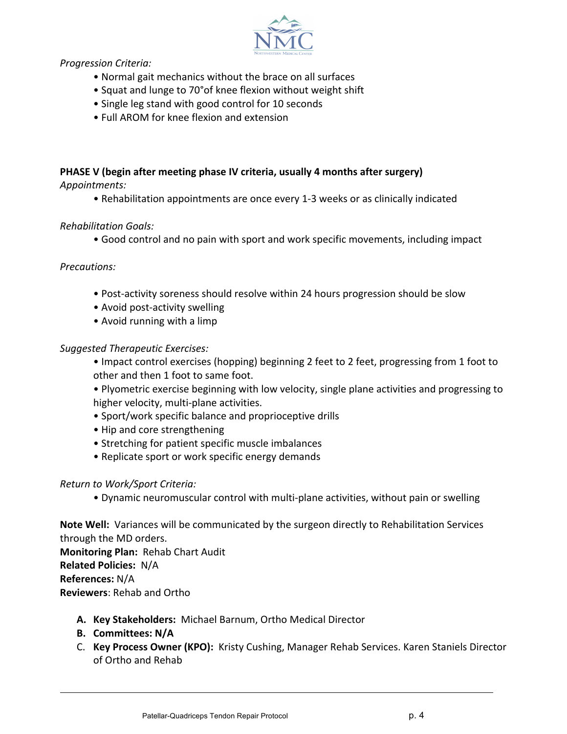*Progression Criteria:*

- Normal gait mechanics without the brace on all surfaces
- Squat and lunge to 70°of knee flexion without weight shift
- Single leg stand with good control for 10 seconds
- Full AROM for knee flexion and extension

**PHASE V (begin after meeting phase IV criteria, usually 4 months after surgery)**

*Appointments:*

- Rehabilitation appointments are once every 1-3 weeks or as clinically indicated

*Rehabilitation Goals:*

- Good control and no pain with sport and work specific movements, including impact

*Precautions:*

- Post-activity soreness should resolve within 24 hours progression should be slow
- Avoid post-activity swelling
- Avoid running with a limp

*Suggested Therapeutic Exercises:*

- Impact control exercises (hopping) beginning 2 feet to 2 feet, progressing from 1 foot to other and then 1 foot to same foot.
- Plyometric exercise beginning with low velocity, single plane activities and progressing to higher velocity, multi-plane activities.
- Sport/work specific balance and proprioceptive drills
- Hip and core strengthening
- Stretching for patient specific muscle imbalances
- Replicate sport or work specific energy demands

*Return to Work/Sport Criteria:*

- Dynamic neuromuscular control with multi-plane activities, without pain or swelling

**Note Well:** Variances will be communicated by the surgeon directly to Rehabilitation Services through the MD orders.
**Monitoring Plan:** Rehab Chart Audit
**Related Policies:** N/A
**References:** N/A
**Reviewers**: Rehab and Ortho

A. **Key Stakeholders:** Michael Barnum, Ortho Medical Director
B. **Committees: N/A**
C. **Key Process Owner (KPO):** Kristy Cushing, Manager Rehab Services. Karen Staniels Director of Ortho and Rehab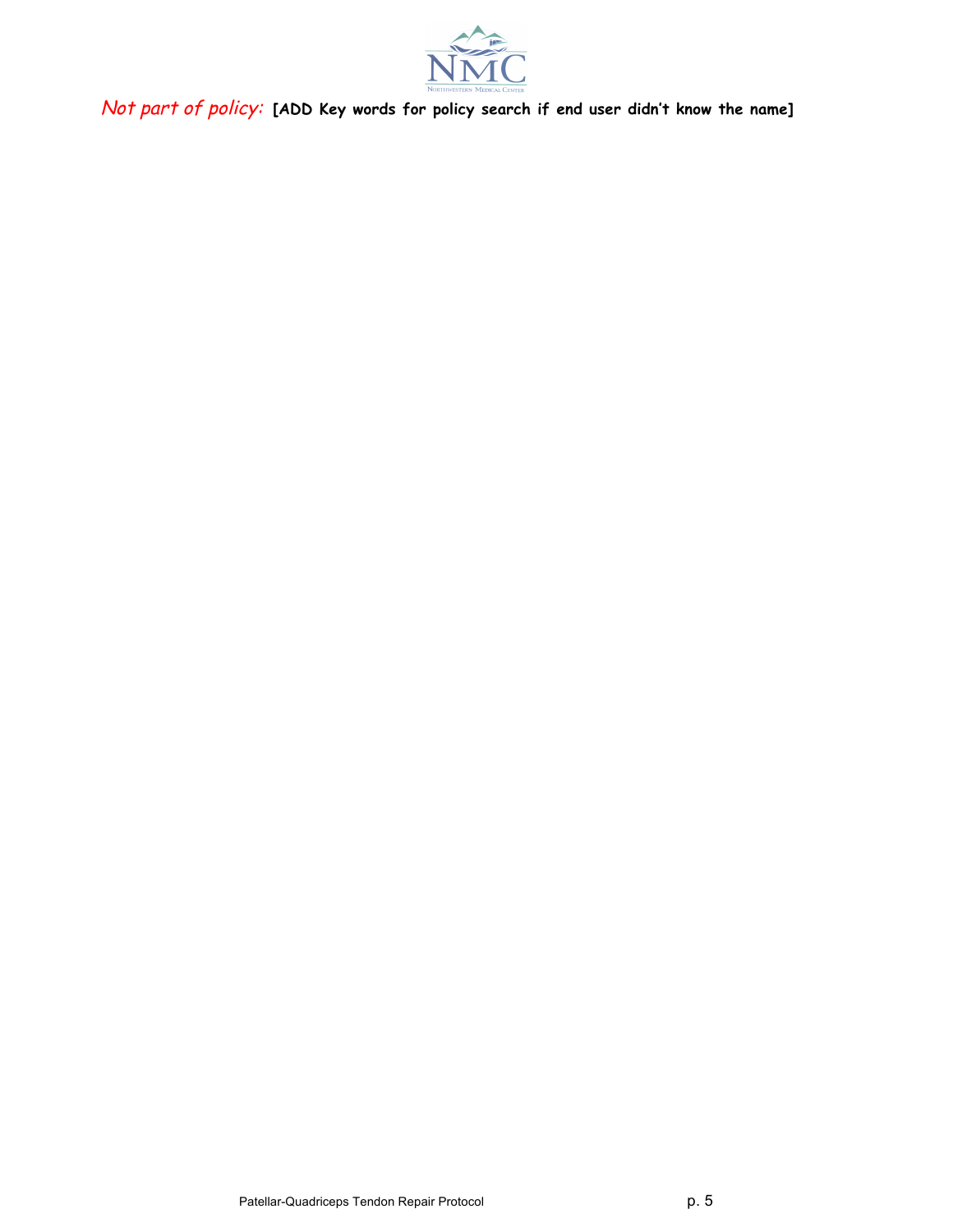*Not part of policy:* **[ADD Key words for policy search if end user didn't know the name]**